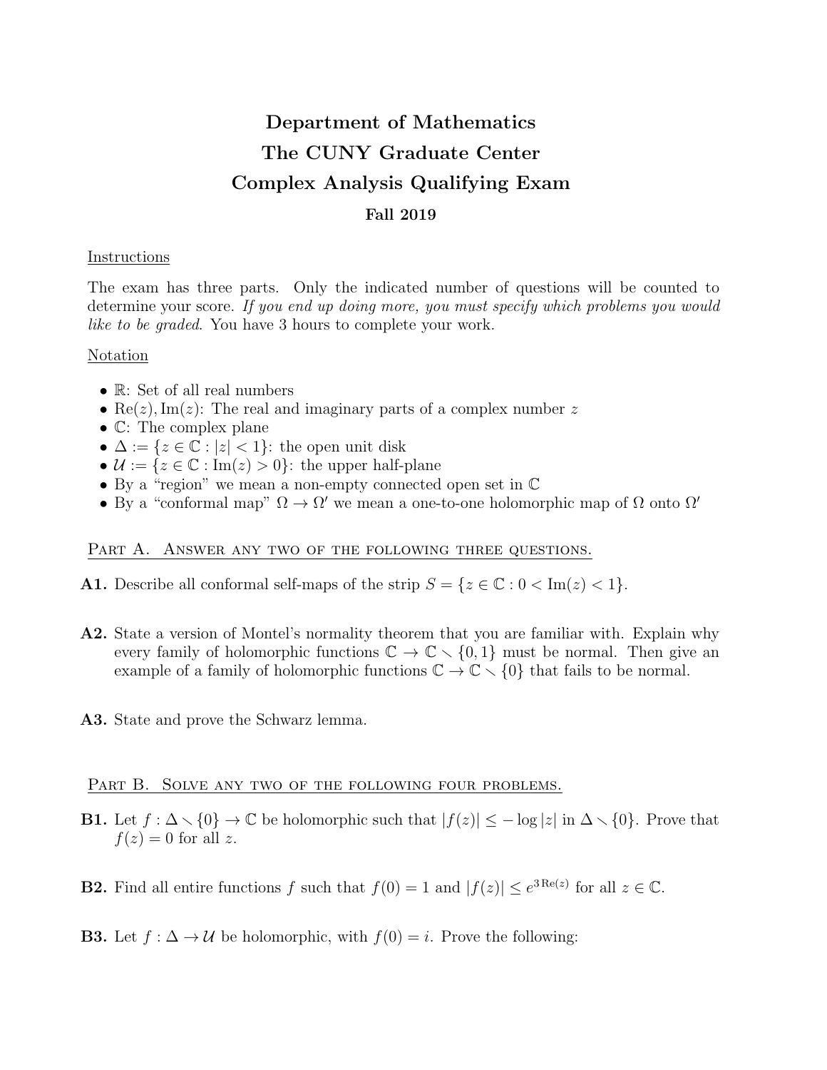# Department of Mathematics
# The CUNY Graduate Center
# Complex Analysis Qualifying Exam

### Fall 2019

Instructions

The exam has three parts. Only the indicated number of questions will be counted to determine your score. *If you end up doing more, you must specify which problems you would like to be graded*. You have 3 hours to complete your work.

Notation

- $\mathbb{R}$: Set of all real numbers
- $\mathrm{Re}(z), \mathrm{Im}(z)$: The real and imaginary parts of a complex number $z$
- $\mathbb{C}$: The complex plane
- $\Delta := \{z \in \mathbb{C} : |z| < 1\}$: the open unit disk
- $\mathcal{U} := \{z \in \mathbb{C} : \mathrm{Im}(z) > 0\}$: the upper half-plane
- By a "region" we mean a non-empty connected open set in $\mathbb{C}$
- By a "conformal map" $\Omega \to \Omega'$ we mean a one-to-one holomorphic map of $\Omega$ onto $\Omega'$

## Part A. Answer any two of the following three questions.

**A1.** Describe all conformal self-maps of the strip $S = \{z \in \mathbb{C} : 0 < \mathrm{Im}(z) < 1\}$.

**A2.** State a version of Montel's normality theorem that you are familiar with. Explain why every family of holomorphic functions $\mathbb{C} \to \mathbb{C} \smallsetminus \{0, 1\}$ must be normal. Then give an example of a family of holomorphic functions $\mathbb{C} \to \mathbb{C} \smallsetminus \{0\}$ that fails to be normal.

**A3.** State and prove the Schwarz lemma.

## Part B. Solve any two of the following four problems.

**B1.** Let $f : \Delta \smallsetminus \{0\} \to \mathbb{C}$ be holomorphic such that $|f(z)| \leq -\log |z|$ in $\Delta \smallsetminus \{0\}$. Prove that $f(z) = 0$ for all $z$.

**B2.** Find all entire functions $f$ such that $f(0) = 1$ and $|f(z)| \leq e^{3\,\mathrm{Re}(z)}$ for all $z \in \mathbb{C}$.

**B3.** Let $f : \Delta \to \mathcal{U}$ be holomorphic, with $f(0) = i$. Prove the following: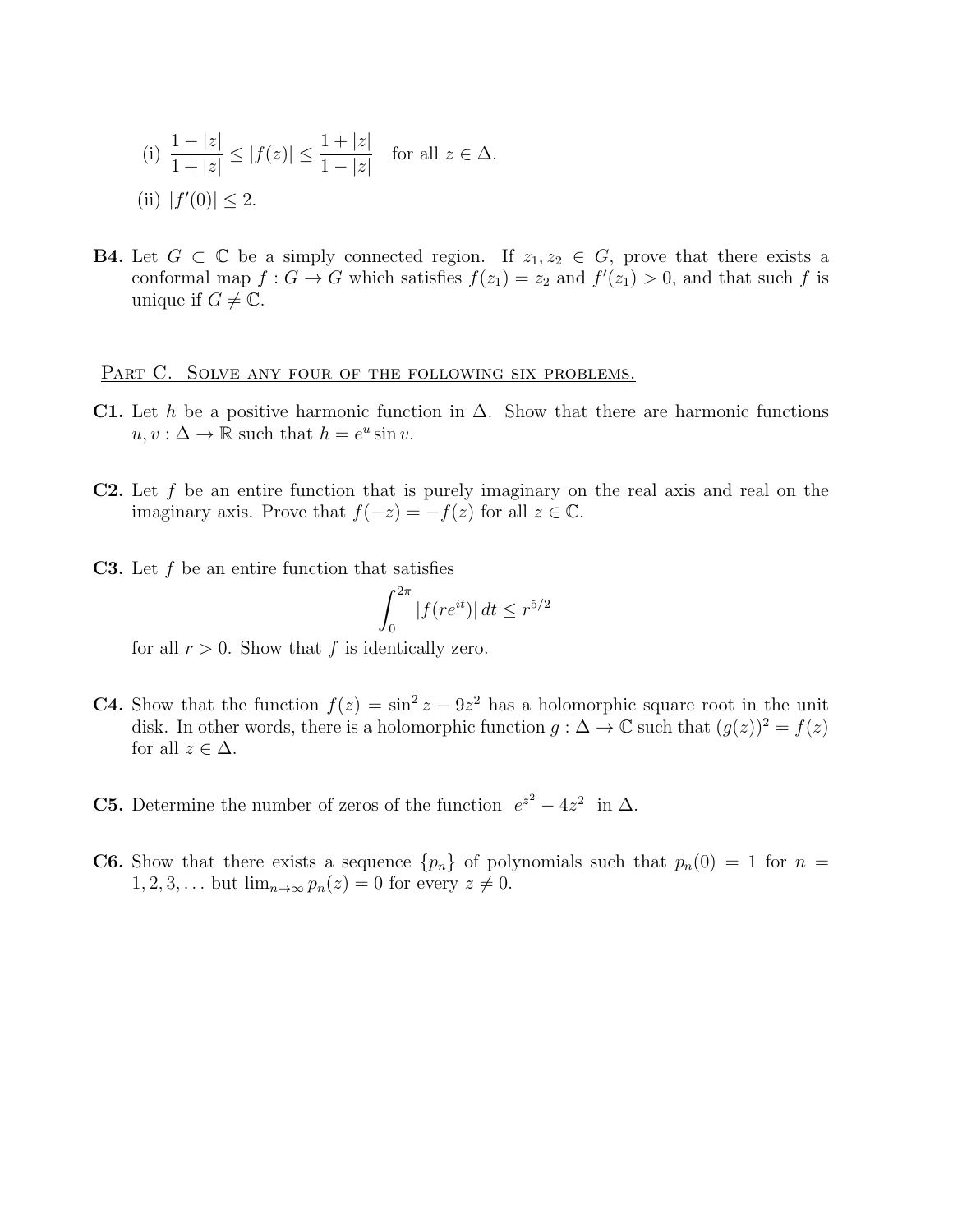(i) $\dfrac{1-|z|}{1+|z|} \leq |f(z)| \leq \dfrac{1+|z|}{1-|z|}$ for all $z \in \Delta$.

(ii) $|f'(0)| \leq 2$.

**B4.** Let $G \subset \mathbb{C}$ be a simply connected region. If $z_1, z_2 \in G$, prove that there exists a conformal map $f : G \to G$ which satisfies $f(z_1) = z_2$ and $f'(z_1) > 0$, and that such $f$ is unique if $G \neq \mathbb{C}$.

## Part C. Solve any four of the following six problems.

**C1.** Let $h$ be a positive harmonic function in $\Delta$. Show that there are harmonic functions $u, v : \Delta \to \mathbb{R}$ such that $h = e^u \sin v$.

**C2.** Let $f$ be an entire function that is purely imaginary on the real axis and real on the imaginary axis. Prove that $f(-z) = -f(z)$ for all $z \in \mathbb{C}$.

**C3.** Let $f$ be an entire function that satisfies

$$\int_0^{2\pi} |f(re^{it})|\, dt \leq r^{5/2}$$

for all $r > 0$. Show that $f$ is identically zero.

**C4.** Show that the function $f(z) = \sin^2 z - 9z^2$ has a holomorphic square root in the unit disk. In other words, there is a holomorphic function $g : \Delta \to \mathbb{C}$ such that $(g(z))^2 = f(z)$ for all $z \in \Delta$.

**C5.** Determine the number of zeros of the function $e^{z^2} - 4z^2$ in $\Delta$.

**C6.** Show that there exists a sequence $\{p_n\}$ of polynomials such that $p_n(0) = 1$ for $n = 1, 2, 3, \ldots$ but $\lim_{n\to\infty} p_n(z) = 0$ for every $z \neq 0$.